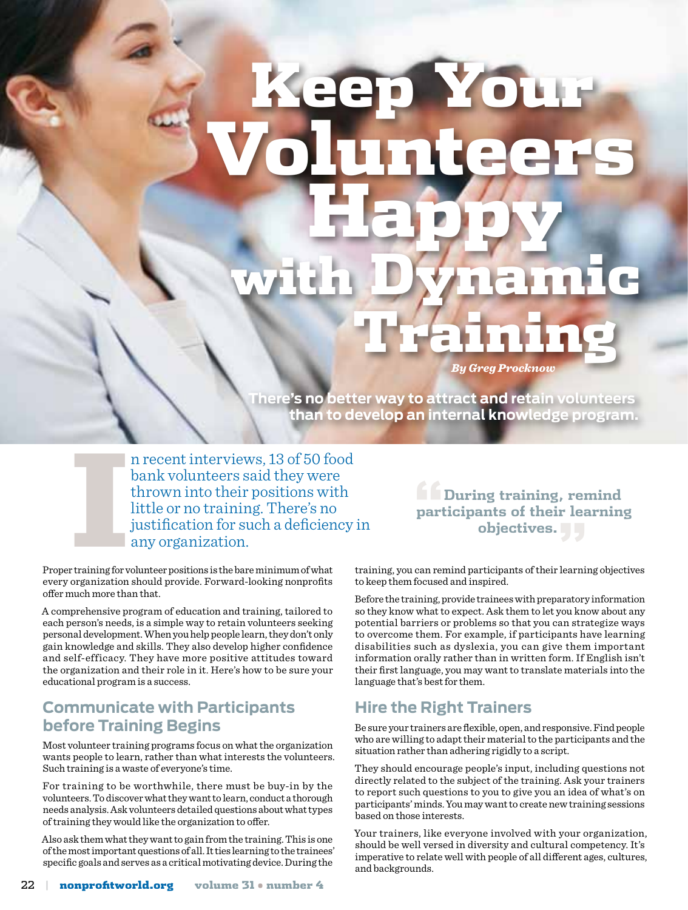# Keep Your Volunteers Happy with Dynamic Training

*By Greg Procknow*

**There's no better way to attract and retain volunteers than to develop an internal knowledge program.**

In recent interviews, 13 of 50 food bank volunteers said they were thrown into their positions with little or no training. There's no justification for such a deficiency in any organization.

Proper training for volunteer positions is the bare minimum of what every organization should provide. Forward-looking nonprofits offer much more than that.

A comprehensive program of education and training, tailored to each person's needs, is a simple way to retain volunteers seeking personal development. When you help people learn, they don't only gain knowledge and skills. They also develop higher confidence and self-efficacy. They have more positive attitudes toward the organization and their role in it. Here's how to be sure your educational program is a success.

## Communicate with Participants before Training Begins

Most volunteer training programs focus on what the organization wants people to learn, rather than what interests the volunteers. Such training is a waste of everyone's time.

For training to be worthwhile, there must be buy-in by the volunteers. To discover what they want to learn, conduct a thorough needs analysis. Ask volunteers detailed questions about what types of training they would like the organization to offer.

Also ask them what they want to gain from the training. This is one of the most important questions of all. It ties learning to the trainees' specific goals and serves as a critical motivating device. During the training, you can remind participants of their learning objectives to keep them focused and inspired.

> "During training, remind participants of their learning objectives."

Before the training, provide trainees with preparatory information so they know what to expect. Ask them to let you know about any potential barriers or problems so that you can strategize ways to overcome them. For example, if participants have learning disabilities such as dyslexia, you can give them important information orally rather than in written form. If English isn't their first language, you may want to translate materials into the language that's best for them.

## Hire the Right Trainers

Be sure your trainers are flexible, open, and responsive. Find people who are willing to adapt their material to the participants and the situation rather than adhering rigidly to a script.

They should encourage people's input, including questions not directly related to the subject of the training. Ask your trainers to report such questions to you to give you an idea of what's on participants' minds. You may want to create new training sessions based on those interests.

Your trainers, like everyone involved with your organization, should be well versed in diversity and cultural competency. It's imperative to relate well with people of all different ages, cultures, and backgrounds.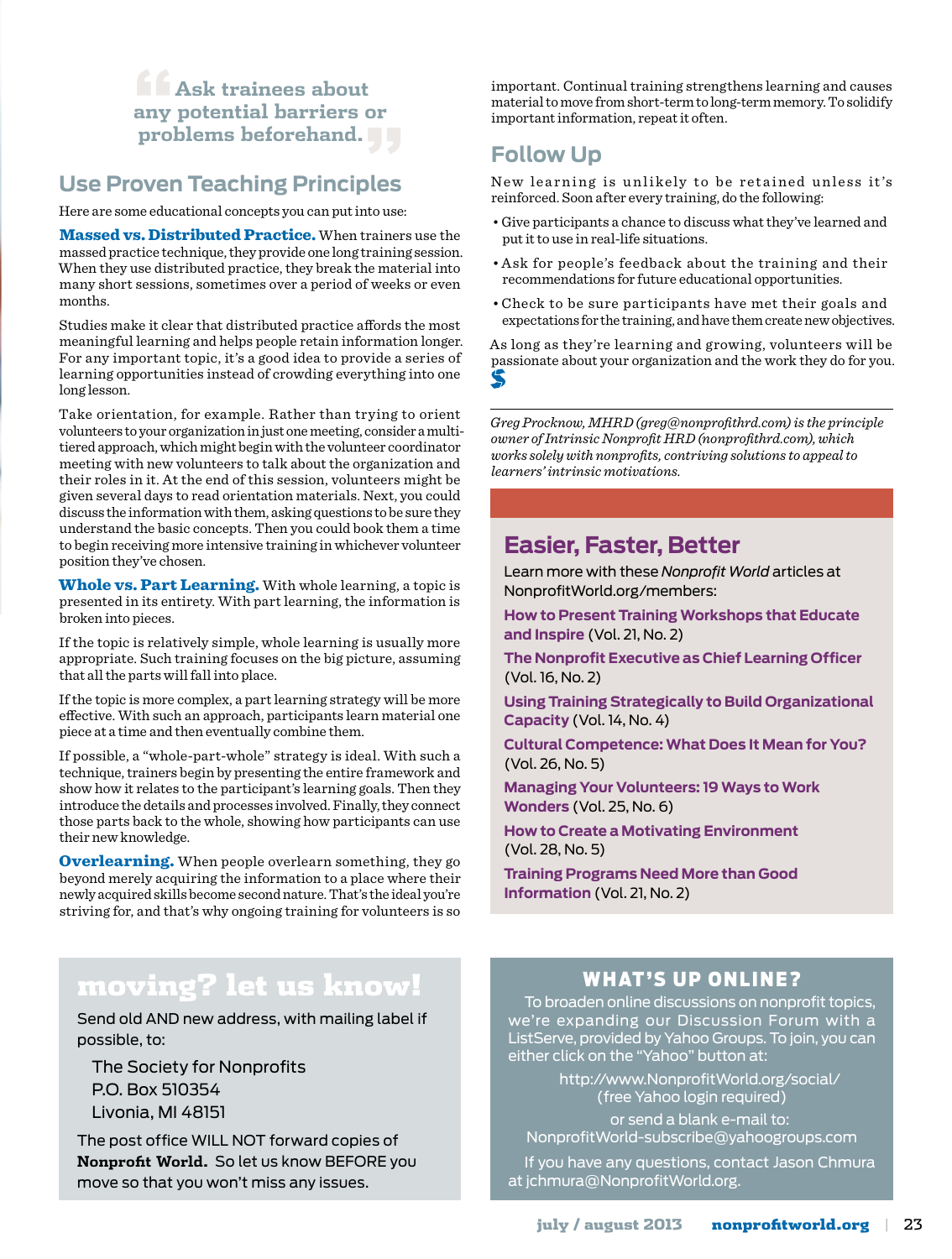> Ask trainees about any potential barriers or problems beforehand.

## Use Proven Teaching Principles

Here are some educational concepts you can put into use:

**Massed vs. Distributed Practice.** When trainers use the massed practice technique, they provide one long training session. When they use distributed practice, they break the material into many short sessions, sometimes over a period of weeks or even months.

Studies make it clear that distributed practice affords the most meaningful learning and helps people retain information longer. For any important topic, it's a good idea to provide a series of learning opportunities instead of crowding everything into one long lesson.

Take orientation, for example. Rather than trying to orient volunteers to your organization in just one meeting, consider a multi-tiered approach, which might begin with the volunteer coordinator meeting with new volunteers to talk about the organization and their roles in it. At the end of this session, volunteers might be given several days to read orientation materials. Next, you could discuss the information with them, asking questions to be sure they understand the basic concepts. Then you could book them a time to begin receiving more intensive training in whichever volunteer position they've chosen.

**Whole vs. Part Learning.** With whole learning, a topic is presented in its entirety. With part learning, the information is broken into pieces.

If the topic is relatively simple, whole learning is usually more appropriate. Such training focuses on the big picture, assuming that all the parts will fall into place.

If the topic is more complex, a part learning strategy will be more effective. With such an approach, participants learn material one piece at a time and then eventually combine them.

If possible, a "whole-part-whole" strategy is ideal. With such a technique, trainers begin by presenting the entire framework and show how it relates to the participant's learning goals. Then they introduce the details and processes involved. Finally, they connect those parts back to the whole, showing how participants can use their new knowledge.

**Overlearning.** When people overlearn something, they go beyond merely acquiring the information to a place where their newly acquired skills become second nature. That's the ideal you're striving for, and that's why ongoing training for volunteers is so important. Continual training strengthens learning and causes material to move from short-term to long-term memory. To solidify important information, repeat it often.

## Follow Up

New learning is unlikely to be retained unless it's reinforced. Soon after every training, do the following:

- Give participants a chance to discuss what they've learned and put it to use in real-life situations.
- Ask for people's feedback about the training and their recommendations for future educational opportunities.
- Check to be sure participants have met their goals and expectations for the training, and have them create new objectives.

As long as they're learning and growing, volunteers will be passionate about your organization and the work they do for you.

---

*Greg Procknow, MHRD (greg@nonprofithrd.com) is the principle owner of Intrinsic Nonprofit HRD (nonprofithrd.com), which works solely with nonprofits, contriving solutions to appeal to learners' intrinsic motivations.*

## Easier, Faster, Better

Learn more with these *Nonprofit World* articles at NonprofitWorld.org/members:

**How to Present Training Workshops that Educate and Inspire** (Vol. 21, No. 2)

**The Nonprofit Executive as Chief Learning Officer** (Vol. 16, No. 2)

**Using Training Strategically to Build Organizational Capacity** (Vol. 14, No. 4)

**Cultural Competence: What Does It Mean for You?** (Vol. 26, No. 5)

**Managing Your Volunteers: 19 Ways to Work Wonders** (Vol. 25, No. 6)

**How to Create a Motivating Environment** (Vol. 28, No. 5)

**Training Programs Need More than Good Information** (Vol. 21, No. 2)

## moving? let us know!

Send old AND new address, with mailing label if possible, to:

The Society for Nonprofits
P.O. Box 510354
Livonia, MI 48151

The post office WILL NOT forward copies of **Nonprofit World.** So let us know BEFORE you move so that you won't miss any issues.

## WHAT'S UP ONLINE?

To broaden online discussions on nonprofit topics, we're expanding our Discussion Forum with a ListServe, provided by Yahoo Groups. To join, you can either click on the "Yahoo" button at:

http://www.NonprofitWorld.org/social/
(free Yahoo login required)

or send a blank e-mail to:
NonprofitWorld-subscribe@yahoogroups.com

If you have any questions, contact Jason Chmura at jchmura@NonprofitWorld.org.